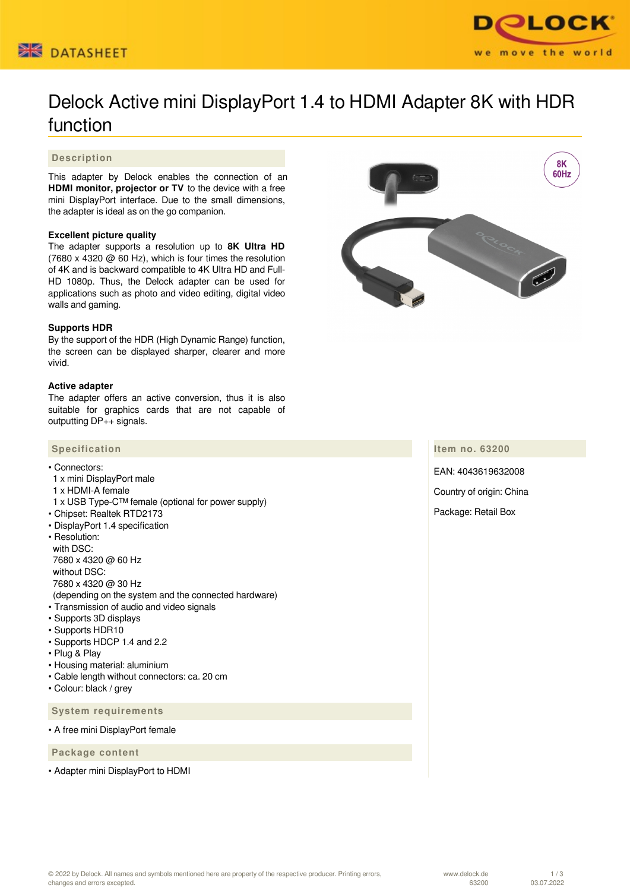# Delock Active mini DisplayPort 1.4 to HDMI Adapter 8K with HDR function

## Description

This adapter by Delock enables the connection of an **HDMI monitor, projector or TV** to the device with a free mini DisplayPort interface. Due to the small dimensions, the adapter is ideal as on the go companion.

**Excellent picture quality**
The adapter supports a resolution up to **8K Ultra HD** (7680 x 4320 @ 60 Hz), which is four times the resolution of 4K and is backward compatible to 4K Ultra HD and Full-HD 1080p. Thus, the Delock adapter can be used for applications such as photo and video editing, digital video walls and gaming.

**Supports HDR**
By the support of the HDR (High Dynamic Range) function, the screen can be displayed sharper, clearer and more vivid.

**Active adapter**
The adapter offers an active conversion, thus it is also suitable for graphics cards that are not capable of outputting DP++ signals.

## Specification

- Connectors:
  1 x mini DisplayPort male
  1 x HDMI-A female
  1 x USB Type-C™ female (optional for power supply)
- Chipset: Realtek RTD2173
- DisplayPort 1.4 specification
- Resolution:
  with DSC:
  7680 x 4320 @ 60 Hz
  without DSC:
  7680 x 4320 @ 30 Hz
  (depending on the system and the connected hardware)
- Transmission of audio and video signals
- Supports 3D displays
- Supports HDR10
- Supports HDCP 1.4 and 2.2
- Plug & Play
- Housing material: aluminium
- Cable length without connectors: ca. 20 cm
- Colour: black / grey

## System requirements

- A free mini DisplayPort female

## Package content

- Adapter mini DisplayPort to HDMI

## Item no. 63200

EAN: 4043619632008

Country of origin: China

Package: Retail Box

© 2022 by Delock. All names and symbols mentioned here are property of the respective producer. Printing errors, changes and errors excepted.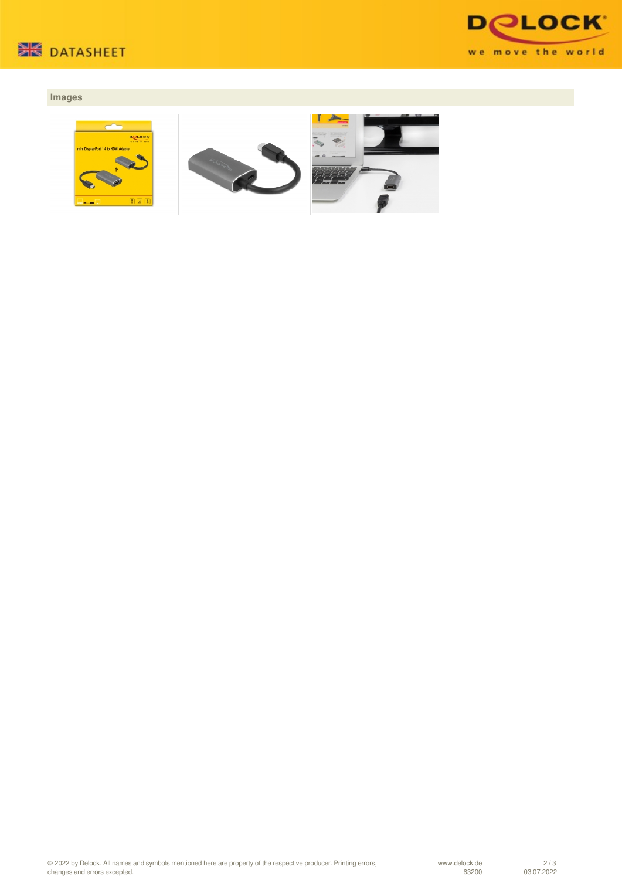## Images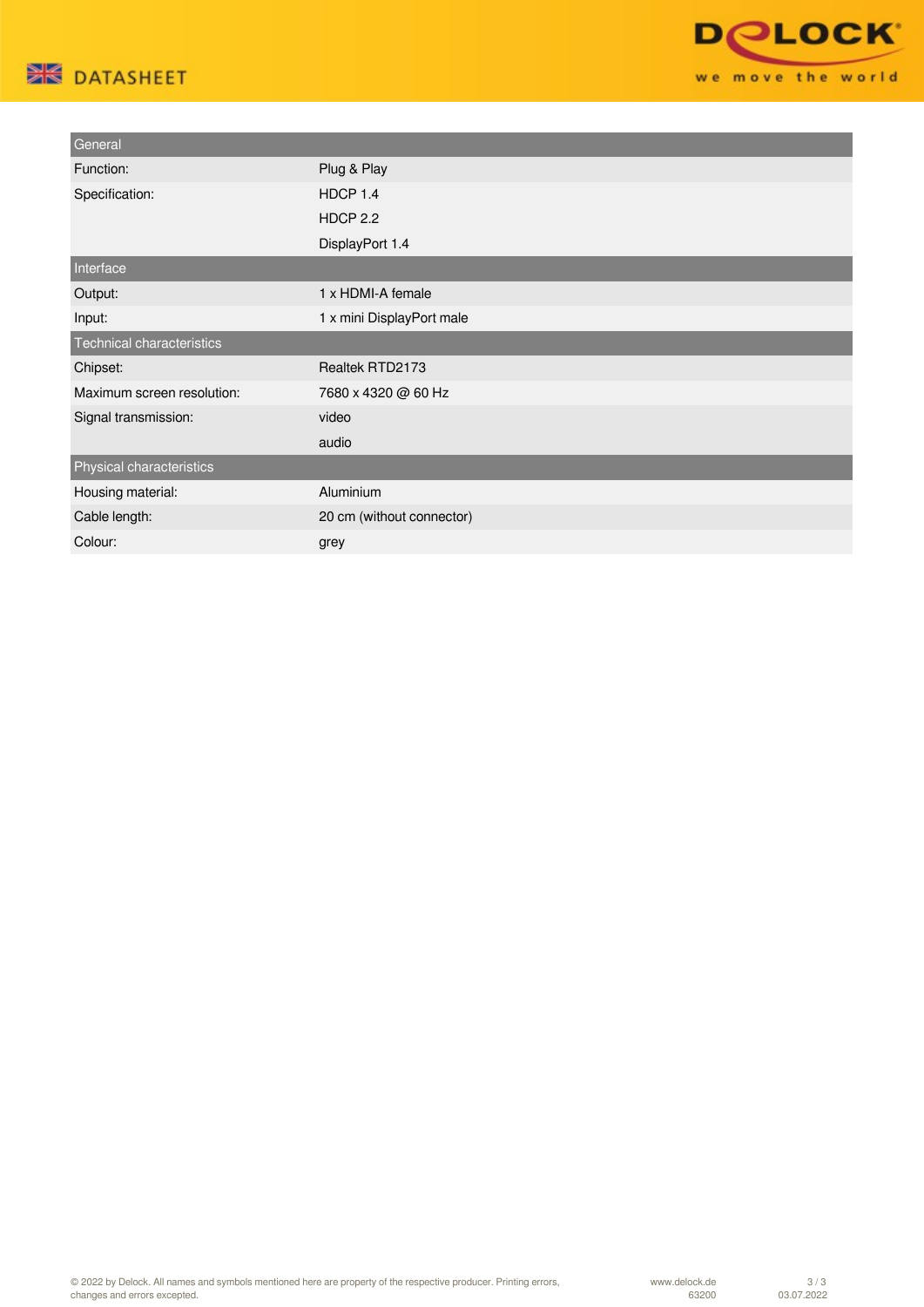| | |
|---|---|
| **General** | |
| Function: | Plug & Play |
| Specification: | HDCP 1.4 |
| | HDCP 2.2 |
| | DisplayPort 1.4 |
| **Interface** | |
| Output: | 1 x HDMI-A female |
| Input: | 1 x mini DisplayPort male |
| **Technical characteristics** | |
| Chipset: | Realtek RTD2173 |
| Maximum screen resolution: | 7680 x 4320 @ 60 Hz |
| Signal transmission: | video |
| | audio |
| **Physical characteristics** | |
| Housing material: | Aluminium |
| Cable length: | 20 cm (without connector) |
| Colour: | grey |